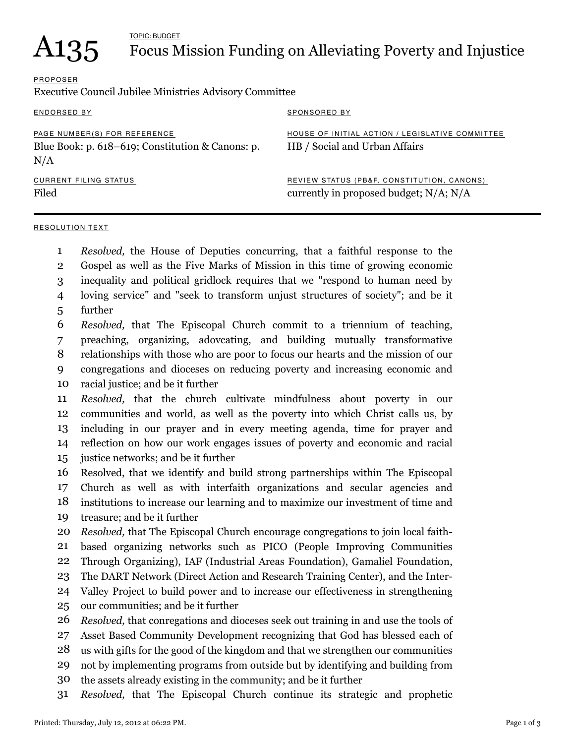# A135

TOPIC: BUDGET

## Focus Mission Funding on Alleviating Poverty and Injustice

PROPOSER

Executive Council Jubilee Ministries Advisory Committee

ENDORSED BY

SPONSORED BY

PAGE NUMBER(S) FOR REFERENCE

Blue Book: p. 618–619; Constitution & Canons: p. N/A

HOUSE OF INITIAL ACTION / LEGISLATIVE COMMITTEE

HB / Social and Urban Affairs

CURRENT FILING STATUS

Filed

REVIEW STATUS (PB&F, CONSTITUTION, CANONS)

currently in proposed budget; N/A; N/A

---

RESOLUTION TEXT

1 *Resolved,* the House of Deputies concurring, that a faithful response to the
2 Gospel as well as the Five Marks of Mission in this time of growing economic
3 inequality and political gridlock requires that we "respond to human need by
4 loving service" and "seek to transform unjust structures of society"; and be it
5 further
6 *Resolved,* that The Episcopal Church commit to a triennium of teaching,
7 preaching, organizing, adovcating, and building mutually transformative
8 relationships with those who are poor to focus our hearts and the mission of our
9 congregations and dioceses on reducing poverty and increasing economic and
10 racial justice; and be it further
11 *Resolved,* that the church cultivate mindfulness about poverty in our
12 communities and world, as well as the poverty into which Christ calls us, by
13 including in our prayer and in every meeting agenda, time for prayer and
14 reflection on how our work engages issues of poverty and economic and racial
15 justice networks; and be it further
16 Resolved, that we identify and build strong partnerships within The Episcopal
17 Church as well as with interfaith organizations and secular agencies and
18 institutions to increase our learning and to maximize our investment of time and
19 treasure; and be it further
20 *Resolved,* that The Episcopal Church encourage congregations to join local faith-
21 based organizing networks such as PICO (People Improving Communities
22 Through Organizing), IAF (Industrial Areas Foundation), Gamaliel Foundation,
23 The DART Network (Direct Action and Research Training Center), and the Inter-
24 Valley Project to build power and to increase our effectiveness in strengthening
25 our communities; and be it further
26 *Resolved,* that conregations and dioceses seek out training in and use the tools of
27 Asset Based Community Development recognizing that God has blessed each of
28 us with gifts for the good of the kingdom and that we strengthen our communities
29 not by implementing programs from outside but by identifying and building from
30 the assets already existing in the community; and be it further
31 *Resolved,* that The Episcopal Church continue its strategic and prophetic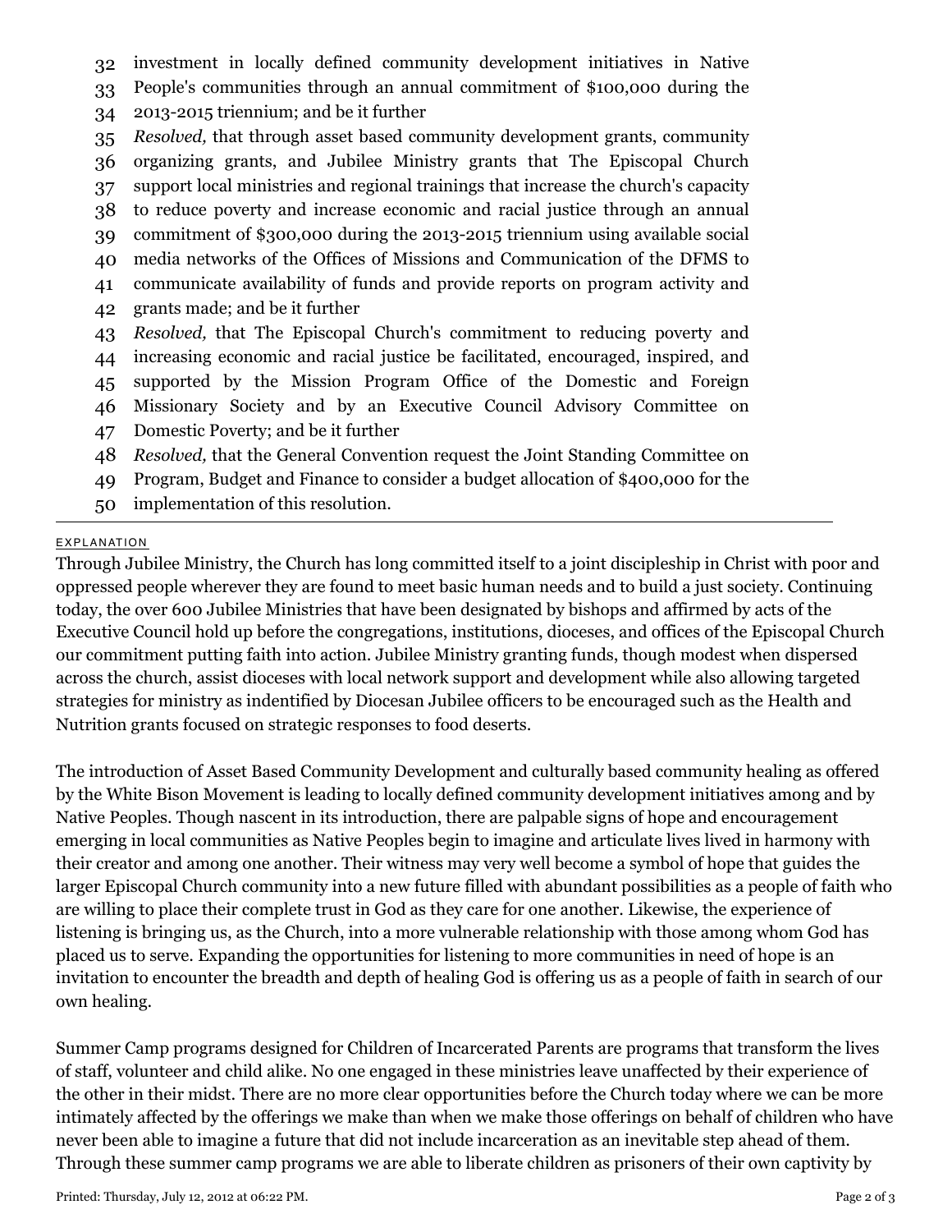32 investment in locally defined community development initiatives in Native
33 People's communities through an annual commitment of $100,000 during the
34 2013-2015 triennium; and be it further
35 *Resolved,* that through asset based community development grants, community
36 organizing grants, and Jubilee Ministry grants that The Episcopal Church
37 support local ministries and regional trainings that increase the church's capacity
38 to reduce poverty and increase economic and racial justice through an annual
39 commitment of $300,000 during the 2013-2015 triennium using available social
40 media networks of the Offices of Missions and Communication of the DFMS to
41 communicate availability of funds and provide reports on program activity and
42 grants made; and be it further
43 *Resolved,* that The Episcopal Church's commitment to reducing poverty and
44 increasing economic and racial justice be facilitated, encouraged, inspired, and
45 supported by the Mission Program Office of the Domestic and Foreign
46 Missionary Society and by an Executive Council Advisory Committee on
47 Domestic Poverty; and be it further
48 *Resolved,* that the General Convention request the Joint Standing Committee on
49 Program, Budget and Finance to consider a budget allocation of $400,000 for the
50 implementation of this resolution.

---

EXPLANATION

Through Jubilee Ministry, the Church has long committed itself to a joint discipleship in Christ with poor and oppressed people wherever they are found to meet basic human needs and to build a just society. Continuing today, the over 600 Jubilee Ministries that have been designated by bishops and affirmed by acts of the Executive Council hold up before the congregations, institutions, dioceses, and offices of the Episcopal Church our commitment putting faith into action. Jubilee Ministry granting funds, though modest when dispersed across the church, assist dioceses with local network support and development while also allowing targeted strategies for ministry as indentified by Diocesan Jubilee officers to be encouraged such as the Health and Nutrition grants focused on strategic responses to food deserts.

The introduction of Asset Based Community Development and culturally based community healing as offered by the White Bison Movement is leading to locally defined community development initiatives among and by Native Peoples. Though nascent in its introduction, there are palpable signs of hope and encouragement emerging in local communities as Native Peoples begin to imagine and articulate lives lived in harmony with their creator and among one another. Their witness may very well become a symbol of hope that guides the larger Episcopal Church community into a new future filled with abundant possibilities as a people of faith who are willing to place their complete trust in God as they care for one another. Likewise, the experience of listening is bringing us, as the Church, into a more vulnerable relationship with those among whom God has placed us to serve. Expanding the opportunities for listening to more communities in need of hope is an invitation to encounter the breadth and depth of healing God is offering us as a people of faith in search of our own healing.

Summer Camp programs designed for Children of Incarcerated Parents are programs that transform the lives of staff, volunteer and child alike. No one engaged in these ministries leave unaffected by their experience of the other in their midst. There are no more clear opportunities before the Church today where we can be more intimately affected by the offerings we make than when we make those offerings on behalf of children who have never been able to imagine a future that did not include incarceration as an inevitable step ahead of them. Through these summer camp programs we are able to liberate children as prisoners of their own captivity by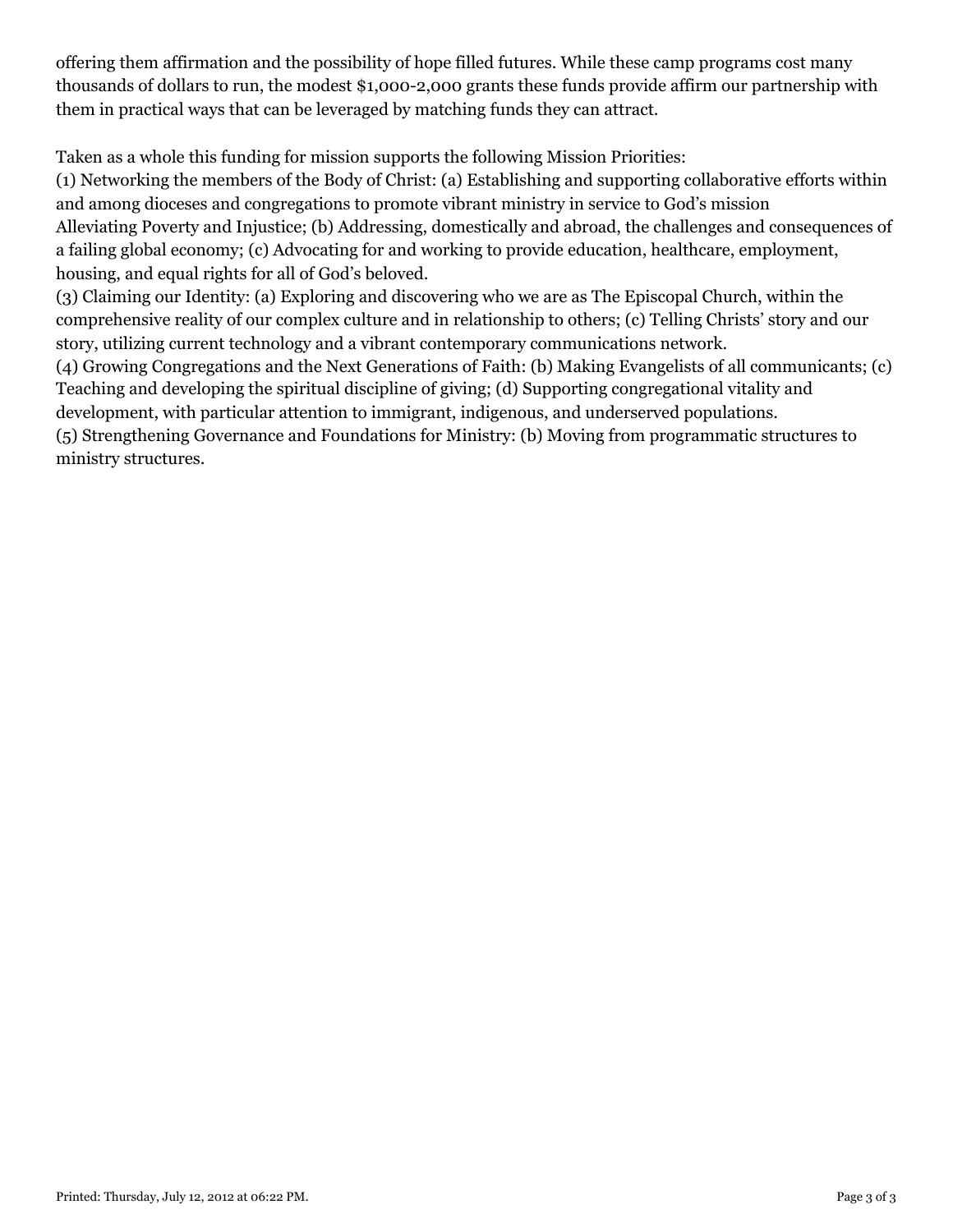offering them affirmation and the possibility of hope filled futures. While these camp programs cost many thousands of dollars to run, the modest $1,000-2,000 grants these funds provide affirm our partnership with them in practical ways that can be leveraged by matching funds they can attract.

Taken as a whole this funding for mission supports the following Mission Priorities:
(1) Networking the members of the Body of Christ: (a) Establishing and supporting collaborative efforts within and among dioceses and congregations to promote vibrant ministry in service to God's mission
Alleviating Poverty and Injustice; (b) Addressing, domestically and abroad, the challenges and consequences of a failing global economy; (c) Advocating for and working to provide education, healthcare, employment, housing, and equal rights for all of God's beloved.
(3) Claiming our Identity: (a) Exploring and discovering who we are as The Episcopal Church, within the comprehensive reality of our complex culture and in relationship to others; (c) Telling Christs' story and our story, utilizing current technology and a vibrant contemporary communications network.
(4) Growing Congregations and the Next Generations of Faith: (b) Making Evangelists of all communicants; (c) Teaching and developing the spiritual discipline of giving; (d) Supporting congregational vitality and development, with particular attention to immigrant, indigenous, and underserved populations.
(5) Strengthening Governance and Foundations for Ministry: (b) Moving from programmatic structures to ministry structures.